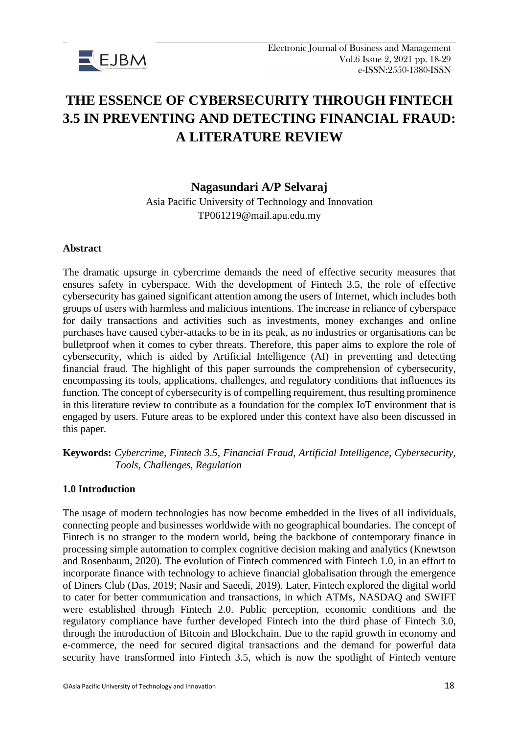# THE ESSENCE OF CYBERSECURITY THROUGH FINTECH 3.5 IN PREVENTING AND DETECTING FINANCIAL FRAUD: A LITERATURE REVIEW

**Nagasundari A/P Selvaraj**

Asia Pacific University of Technology and Innovation

TP061219@mail.apu.edu.my

## Abstract

The dramatic upsurge in cybercrime demands the need of effective security measures that ensures safety in cyberspace. With the development of Fintech 3.5, the role of effective cybersecurity has gained significant attention among the users of Internet, which includes both groups of users with harmless and malicious intentions. The increase in reliance of cyberspace for daily transactions and activities such as investments, money exchanges and online purchases have caused cyber-attacks to be in its peak, as no industries or organisations can be bulletproof when it comes to cyber threats. Therefore, this paper aims to explore the role of cybersecurity, which is aided by Artificial Intelligence (AI) in preventing and detecting financial fraud. The highlight of this paper surrounds the comprehension of cybersecurity, encompassing its tools, applications, challenges, and regulatory conditions that influences its function. The concept of cybersecurity is of compelling requirement, thus resulting prominence in this literature review to contribute as a foundation for the complex IoT environment that is engaged by users. Future areas to be explored under this context have also been discussed in this paper.

**Keywords:** *Cybercrime, Fintech 3.5, Financial Fraud, Artificial Intelligence, Cybersecurity, Tools, Challenges, Regulation*

## 1.0 Introduction

The usage of modern technologies has now become embedded in the lives of all individuals, connecting people and businesses worldwide with no geographical boundaries. The concept of Fintech is no stranger to the modern world, being the backbone of contemporary finance in processing simple automation to complex cognitive decision making and analytics (Knewtson and Rosenbaum, 2020). The evolution of Fintech commenced with Fintech 1.0, in an effort to incorporate finance with technology to achieve financial globalisation through the emergence of Diners Club (Das, 2019; Nasir and Saeedi, 2019). Later, Fintech explored the digital world to cater for better communication and transactions, in which ATMs, NASDAQ and SWIFT were established through Fintech 2.0. Public perception, economic conditions and the regulatory compliance have further developed Fintech into the third phase of Fintech 3.0, through the introduction of Bitcoin and Blockchain. Due to the rapid growth in economy and e-commerce, the need for secured digital transactions and the demand for powerful data security have transformed into Fintech 3.5, which is now the spotlight of Fintech venture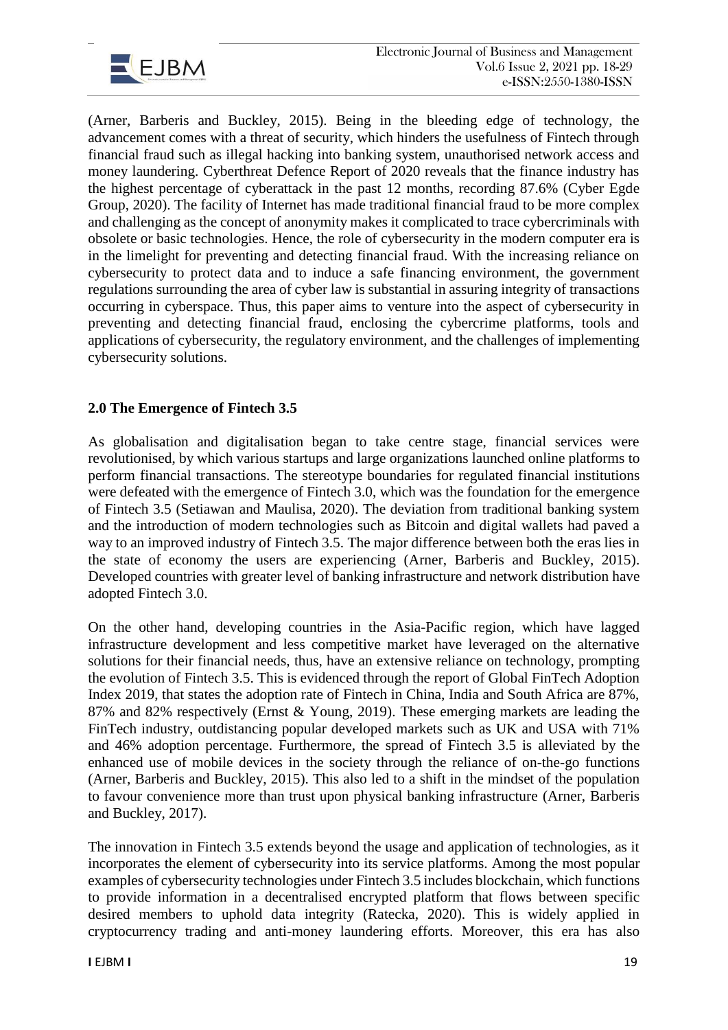(Arner, Barberis and Buckley, 2015). Being in the bleeding edge of technology, the advancement comes with a threat of security, which hinders the usefulness of Fintech through financial fraud such as illegal hacking into banking system, unauthorised network access and money laundering. Cyberthreat Defence Report of 2020 reveals that the finance industry has the highest percentage of cyberattack in the past 12 months, recording 87.6% (Cyber Egde Group, 2020). The facility of Internet has made traditional financial fraud to be more complex and challenging as the concept of anonymity makes it complicated to trace cybercriminals with obsolete or basic technologies. Hence, the role of cybersecurity in the modern computer era is in the limelight for preventing and detecting financial fraud. With the increasing reliance on cybersecurity to protect data and to induce a safe financing environment, the government regulations surrounding the area of cyber law is substantial in assuring integrity of transactions occurring in cyberspace. Thus, this paper aims to venture into the aspect of cybersecurity in preventing and detecting financial fraud, enclosing the cybercrime platforms, tools and applications of cybersecurity, the regulatory environment, and the challenges of implementing cybersecurity solutions.

## 2.0 The Emergence of Fintech 3.5

As globalisation and digitalisation began to take centre stage, financial services were revolutionised, by which various startups and large organizations launched online platforms to perform financial transactions. The stereotype boundaries for regulated financial institutions were defeated with the emergence of Fintech 3.0, which was the foundation for the emergence of Fintech 3.5 (Setiawan and Maulisa, 2020). The deviation from traditional banking system and the introduction of modern technologies such as Bitcoin and digital wallets had paved a way to an improved industry of Fintech 3.5. The major difference between both the eras lies in the state of economy the users are experiencing (Arner, Barberis and Buckley, 2015). Developed countries with greater level of banking infrastructure and network distribution have adopted Fintech 3.0.

On the other hand, developing countries in the Asia-Pacific region, which have lagged infrastructure development and less competitive market have leveraged on the alternative solutions for their financial needs, thus, have an extensive reliance on technology, prompting the evolution of Fintech 3.5. This is evidenced through the report of Global FinTech Adoption Index 2019, that states the adoption rate of Fintech in China, India and South Africa are 87%, 87% and 82% respectively (Ernst & Young, 2019). These emerging markets are leading the FinTech industry, outdistancing popular developed markets such as UK and USA with 71% and 46% adoption percentage. Furthermore, the spread of Fintech 3.5 is alleviated by the enhanced use of mobile devices in the society through the reliance of on-the-go functions (Arner, Barberis and Buckley, 2015). This also led to a shift in the mindset of the population to favour convenience more than trust upon physical banking infrastructure (Arner, Barberis and Buckley, 2017).

The innovation in Fintech 3.5 extends beyond the usage and application of technologies, as it incorporates the element of cybersecurity into its service platforms. Among the most popular examples of cybersecurity technologies under Fintech 3.5 includes blockchain, which functions to provide information in a decentralised encrypted platform that flows between specific desired members to uphold data integrity (Ratecka, 2020). This is widely applied in cryptocurrency trading and anti-money laundering efforts. Moreover, this era has also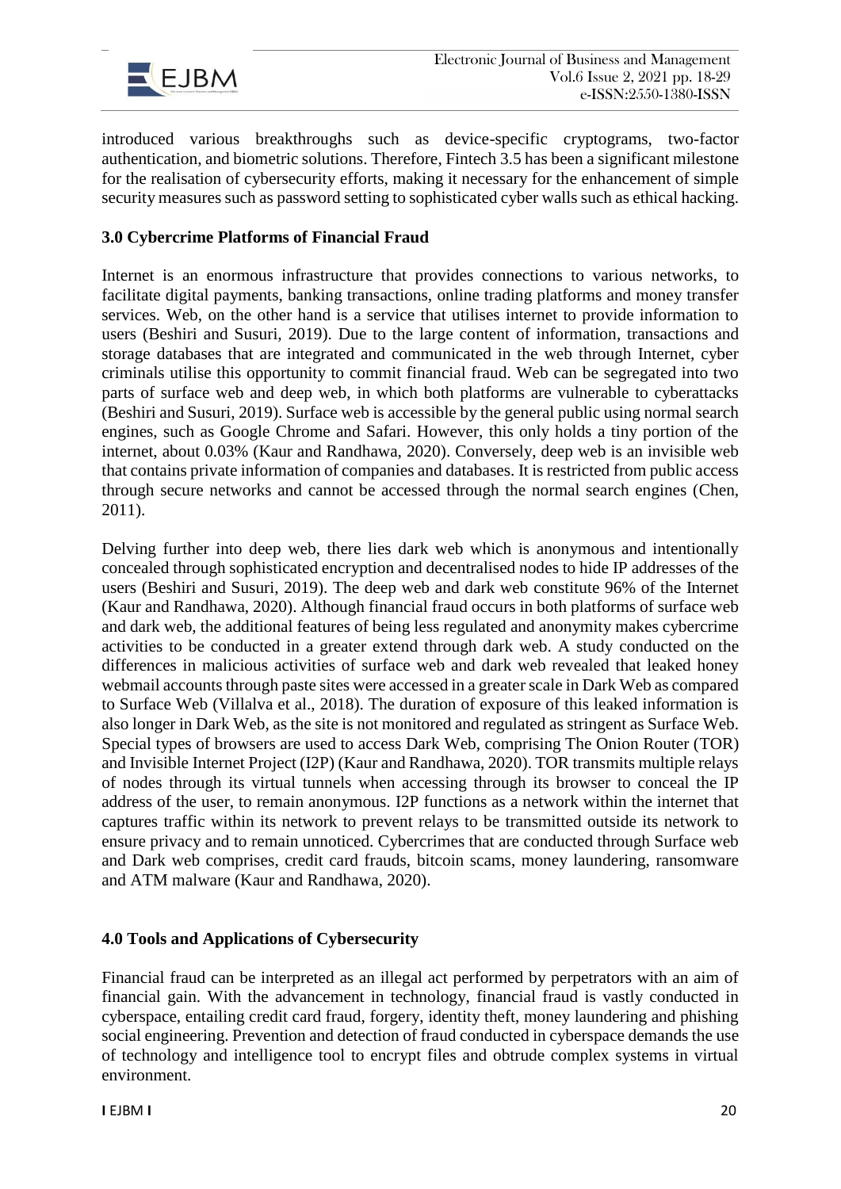introduced various breakthroughs such as device-specific cryptograms, two-factor authentication, and biometric solutions. Therefore, Fintech 3.5 has been a significant milestone for the realisation of cybersecurity efforts, making it necessary for the enhancement of simple security measures such as password setting to sophisticated cyber walls such as ethical hacking.

## 3.0 Cybercrime Platforms of Financial Fraud

Internet is an enormous infrastructure that provides connections to various networks, to facilitate digital payments, banking transactions, online trading platforms and money transfer services. Web, on the other hand is a service that utilises internet to provide information to users (Beshiri and Susuri, 2019). Due to the large content of information, transactions and storage databases that are integrated and communicated in the web through Internet, cyber criminals utilise this opportunity to commit financial fraud. Web can be segregated into two parts of surface web and deep web, in which both platforms are vulnerable to cyberattacks (Beshiri and Susuri, 2019). Surface web is accessible by the general public using normal search engines, such as Google Chrome and Safari. However, this only holds a tiny portion of the internet, about 0.03% (Kaur and Randhawa, 2020). Conversely, deep web is an invisible web that contains private information of companies and databases. It is restricted from public access through secure networks and cannot be accessed through the normal search engines (Chen, 2011).

Delving further into deep web, there lies dark web which is anonymous and intentionally concealed through sophisticated encryption and decentralised nodes to hide IP addresses of the users (Beshiri and Susuri, 2019). The deep web and dark web constitute 96% of the Internet (Kaur and Randhawa, 2020). Although financial fraud occurs in both platforms of surface web and dark web, the additional features of being less regulated and anonymity makes cybercrime activities to be conducted in a greater extend through dark web. A study conducted on the differences in malicious activities of surface web and dark web revealed that leaked honey webmail accounts through paste sites were accessed in a greater scale in Dark Web as compared to Surface Web (Villalva et al., 2018). The duration of exposure of this leaked information is also longer in Dark Web, as the site is not monitored and regulated as stringent as Surface Web. Special types of browsers are used to access Dark Web, comprising The Onion Router (TOR) and Invisible Internet Project (I2P) (Kaur and Randhawa, 2020). TOR transmits multiple relays of nodes through its virtual tunnels when accessing through its browser to conceal the IP address of the user, to remain anonymous. I2P functions as a network within the internet that captures traffic within its network to prevent relays to be transmitted outside its network to ensure privacy and to remain unnoticed. Cybercrimes that are conducted through Surface web and Dark web comprises, credit card frauds, bitcoin scams, money laundering, ransomware and ATM malware (Kaur and Randhawa, 2020).

## 4.0 Tools and Applications of Cybersecurity

Financial fraud can be interpreted as an illegal act performed by perpetrators with an aim of financial gain. With the advancement in technology, financial fraud is vastly conducted in cyberspace, entailing credit card fraud, forgery, identity theft, money laundering and phishing social engineering. Prevention and detection of fraud conducted in cyberspace demands the use of technology and intelligence tool to encrypt files and obtrude complex systems in virtual environment.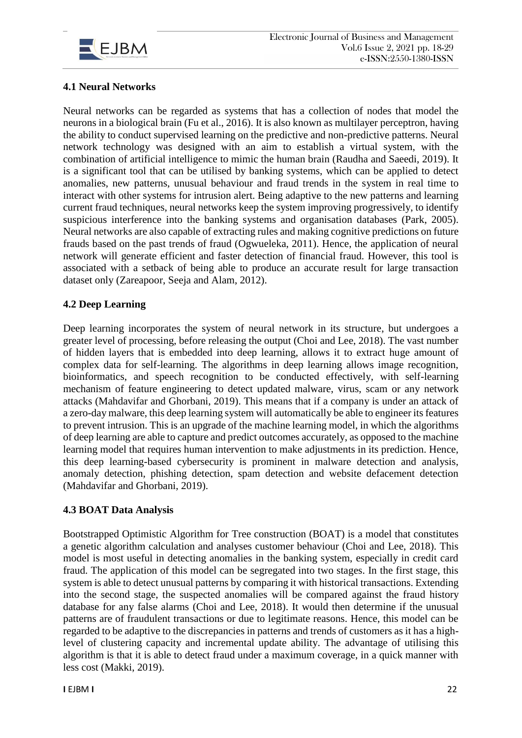### 4.1 Neural Networks

Neural networks can be regarded as systems that has a collection of nodes that model the neurons in a biological brain (Fu et al., 2016). It is also known as multilayer perceptron, having the ability to conduct supervised learning on the predictive and non-predictive patterns. Neural network technology was designed with an aim to establish a virtual system, with the combination of artificial intelligence to mimic the human brain (Raudha and Saeedi, 2019). It is a significant tool that can be utilised by banking systems, which can be applied to detect anomalies, new patterns, unusual behaviour and fraud trends in the system in real time to interact with other systems for intrusion alert. Being adaptive to the new patterns and learning current fraud techniques, neural networks keep the system improving progressively, to identify suspicious interference into the banking systems and organisation databases (Park, 2005). Neural networks are also capable of extracting rules and making cognitive predictions on future frauds based on the past trends of fraud (Ogwueleka, 2011). Hence, the application of neural network will generate efficient and faster detection of financial fraud. However, this tool is associated with a setback of being able to produce an accurate result for large transaction dataset only (Zareapoor, Seeja and Alam, 2012).

### 4.2 Deep Learning

Deep learning incorporates the system of neural network in its structure, but undergoes a greater level of processing, before releasing the output (Choi and Lee, 2018). The vast number of hidden layers that is embedded into deep learning, allows it to extract huge amount of complex data for self-learning. The algorithms in deep learning allows image recognition, bioinformatics, and speech recognition to be conducted effectively, with self-learning mechanism of feature engineering to detect updated malware, virus, scam or any network attacks (Mahdavifar and Ghorbani, 2019). This means that if a company is under an attack of a zero-day malware, this deep learning system will automatically be able to engineer its features to prevent intrusion. This is an upgrade of the machine learning model, in which the algorithms of deep learning are able to capture and predict outcomes accurately, as opposed to the machine learning model that requires human intervention to make adjustments in its prediction. Hence, this deep learning-based cybersecurity is prominent in malware detection and analysis, anomaly detection, phishing detection, spam detection and website defacement detection (Mahdavifar and Ghorbani, 2019).

### 4.3 BOAT Data Analysis

Bootstrapped Optimistic Algorithm for Tree construction (BOAT) is a model that constitutes a genetic algorithm calculation and analyses customer behaviour (Choi and Lee, 2018). This model is most useful in detecting anomalies in the banking system, especially in credit card fraud. The application of this model can be segregated into two stages. In the first stage, this system is able to detect unusual patterns by comparing it with historical transactions. Extending into the second stage, the suspected anomalies will be compared against the fraud history database for any false alarms (Choi and Lee, 2018). It would then determine if the unusual patterns are of fraudulent transactions or due to legitimate reasons. Hence, this model can be regarded to be adaptive to the discrepancies in patterns and trends of customers as it has a high-level of clustering capacity and incremental update ability. The advantage of utilising this algorithm is that it is able to detect fraud under a maximum coverage, in a quick manner with less cost (Makki, 2019).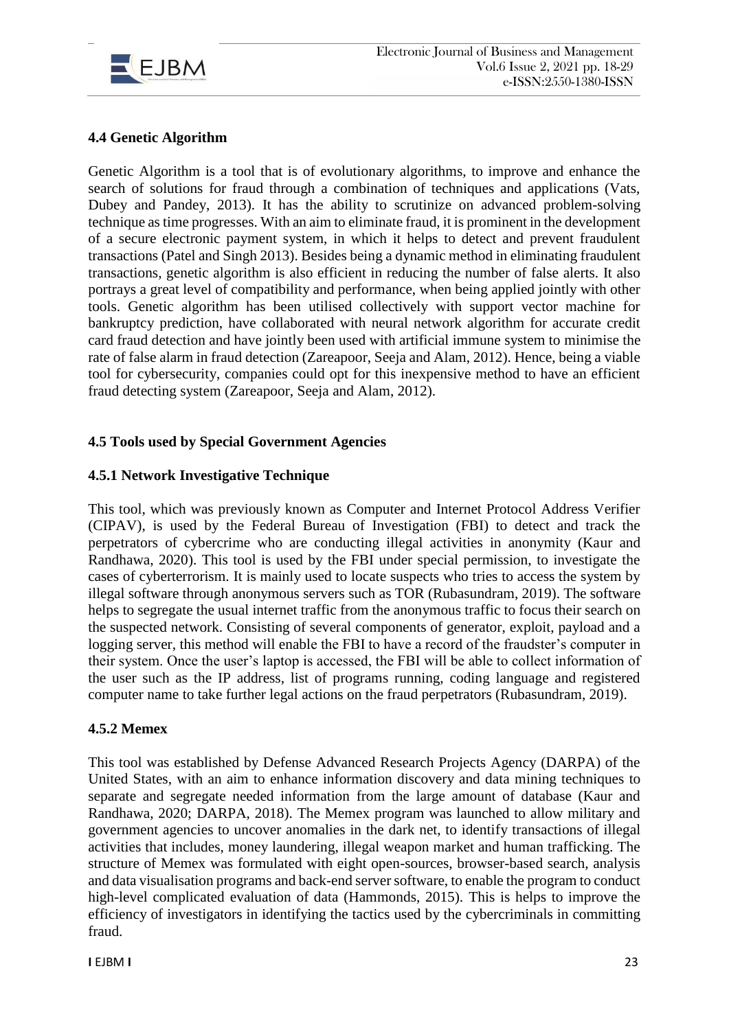### 4.4 Genetic Algorithm

Genetic Algorithm is a tool that is of evolutionary algorithms, to improve and enhance the search of solutions for fraud through a combination of techniques and applications (Vats, Dubey and Pandey, 2013). It has the ability to scrutinize on advanced problem-solving technique as time progresses. With an aim to eliminate fraud, it is prominent in the development of a secure electronic payment system, in which it helps to detect and prevent fraudulent transactions (Patel and Singh 2013). Besides being a dynamic method in eliminating fraudulent transactions, genetic algorithm is also efficient in reducing the number of false alerts. It also portrays a great level of compatibility and performance, when being applied jointly with other tools. Genetic algorithm has been utilised collectively with support vector machine for bankruptcy prediction, have collaborated with neural network algorithm for accurate credit card fraud detection and have jointly been used with artificial immune system to minimise the rate of false alarm in fraud detection (Zareapoor, Seeja and Alam, 2012). Hence, being a viable tool for cybersecurity, companies could opt for this inexpensive method to have an efficient fraud detecting system (Zareapoor, Seeja and Alam, 2012).

### 4.5 Tools used by Special Government Agencies

#### 4.5.1 Network Investigative Technique

This tool, which was previously known as Computer and Internet Protocol Address Verifier (CIPAV), is used by the Federal Bureau of Investigation (FBI) to detect and track the perpetrators of cybercrime who are conducting illegal activities in anonymity (Kaur and Randhawa, 2020). This tool is used by the FBI under special permission, to investigate the cases of cyberterrorism. It is mainly used to locate suspects who tries to access the system by illegal software through anonymous servers such as TOR (Rubasundram, 2019). The software helps to segregate the usual internet traffic from the anonymous traffic to focus their search on the suspected network. Consisting of several components of generator, exploit, payload and a logging server, this method will enable the FBI to have a record of the fraudster's computer in their system. Once the user's laptop is accessed, the FBI will be able to collect information of the user such as the IP address, list of programs running, coding language and registered computer name to take further legal actions on the fraud perpetrators (Rubasundram, 2019).

#### 4.5.2 Memex

This tool was established by Defense Advanced Research Projects Agency (DARPA) of the United States, with an aim to enhance information discovery and data mining techniques to separate and segregate needed information from the large amount of database (Kaur and Randhawa, 2020; DARPA, 2018). The Memex program was launched to allow military and government agencies to uncover anomalies in the dark net, to identify transactions of illegal activities that includes, money laundering, illegal weapon market and human trafficking. The structure of Memex was formulated with eight open-sources, browser-based search, analysis and data visualisation programs and back-end server software, to enable the program to conduct high-level complicated evaluation of data (Hammonds, 2015). This is helps to improve the efficiency of investigators in identifying the tactics used by the cybercriminals in committing fraud.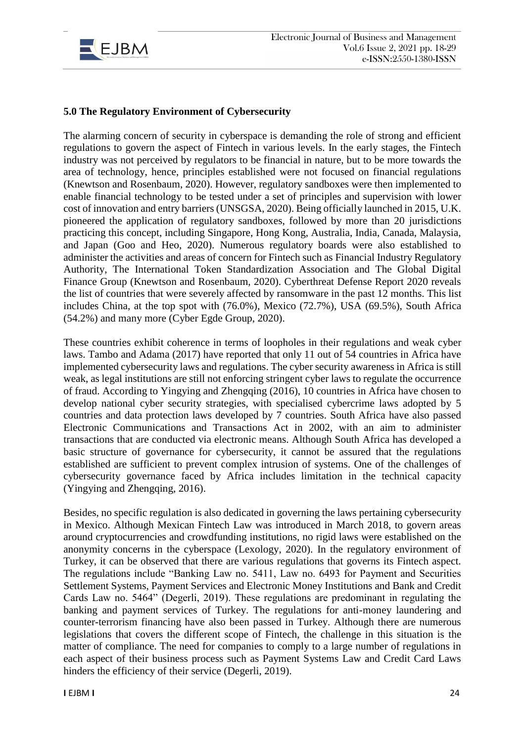### 5.0 The Regulatory Environment of Cybersecurity

The alarming concern of security in cyberspace is demanding the role of strong and efficient regulations to govern the aspect of Fintech in various levels. In the early stages, the Fintech industry was not perceived by regulators to be financial in nature, but to be more towards the area of technology, hence, principles established were not focused on financial regulations (Knewtson and Rosenbaum, 2020). However, regulatory sandboxes were then implemented to enable financial technology to be tested under a set of principles and supervision with lower cost of innovation and entry barriers (UNSGSA, 2020). Being officially launched in 2015, U.K. pioneered the application of regulatory sandboxes, followed by more than 20 jurisdictions practicing this concept, including Singapore, Hong Kong, Australia, India, Canada, Malaysia, and Japan (Goo and Heo, 2020). Numerous regulatory boards were also established to administer the activities and areas of concern for Fintech such as Financial Industry Regulatory Authority, The International Token Standardization Association and The Global Digital Finance Group (Knewtson and Rosenbaum, 2020). Cyberthreat Defense Report 2020 reveals the list of countries that were severely affected by ransomware in the past 12 months. This list includes China, at the top spot with (76.0%), Mexico (72.7%), USA (69.5%), South Africa (54.2%) and many more (Cyber Egde Group, 2020).

These countries exhibit coherence in terms of loopholes in their regulations and weak cyber laws. Tambo and Adama (2017) have reported that only 11 out of 54 countries in Africa have implemented cybersecurity laws and regulations. The cyber security awareness in Africa is still weak, as legal institutions are still not enforcing stringent cyber laws to regulate the occurrence of fraud. According to Yingying and Zhengqing (2016), 10 countries in Africa have chosen to develop national cyber security strategies, with specialised cybercrime laws adopted by 5 countries and data protection laws developed by 7 countries. South Africa have also passed Electronic Communications and Transactions Act in 2002, with an aim to administer transactions that are conducted via electronic means. Although South Africa has developed a basic structure of governance for cybersecurity, it cannot be assured that the regulations established are sufficient to prevent complex intrusion of systems. One of the challenges of cybersecurity governance faced by Africa includes limitation in the technical capacity (Yingying and Zhengqing, 2016).

Besides, no specific regulation is also dedicated in governing the laws pertaining cybersecurity in Mexico. Although Mexican Fintech Law was introduced in March 2018, to govern areas around cryptocurrencies and crowdfunding institutions, no rigid laws were established on the anonymity concerns in the cyberspace (Lexology, 2020). In the regulatory environment of Turkey, it can be observed that there are various regulations that governs its Fintech aspect. The regulations include "Banking Law no. 5411, Law no. 6493 for Payment and Securities Settlement Systems, Payment Services and Electronic Money Institutions and Bank and Credit Cards Law no. 5464" (Degerli, 2019). These regulations are predominant in regulating the banking and payment services of Turkey. The regulations for anti-money laundering and counter-terrorism financing have also been passed in Turkey. Although there are numerous legislations that covers the different scope of Fintech, the challenge in this situation is the matter of compliance. The need for companies to comply to a large number of regulations in each aspect of their business process such as Payment Systems Law and Credit Card Laws hinders the efficiency of their service (Degerli, 2019).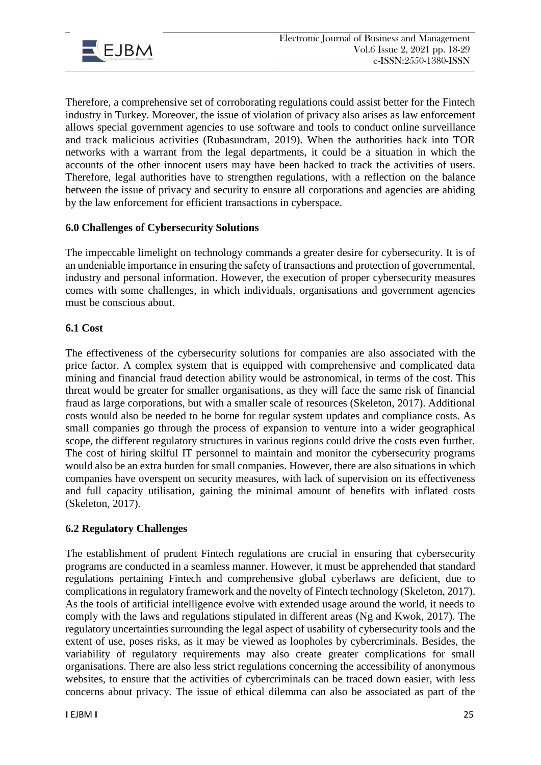Therefore, a comprehensive set of corroborating regulations could assist better for the Fintech industry in Turkey. Moreover, the issue of violation of privacy also arises as law enforcement allows special government agencies to use software and tools to conduct online surveillance and track malicious activities (Rubasundram, 2019). When the authorities hack into TOR networks with a warrant from the legal departments, it could be a situation in which the accounts of the other innocent users may have been hacked to track the activities of users. Therefore, legal authorities have to strengthen regulations, with a reflection on the balance between the issue of privacy and security to ensure all corporations and agencies are abiding by the law enforcement for efficient transactions in cyberspace.

## 6.0 Challenges of Cybersecurity Solutions

The impeccable limelight on technology commands a greater desire for cybersecurity. It is of an undeniable importance in ensuring the safety of transactions and protection of governmental, industry and personal information. However, the execution of proper cybersecurity measures comes with some challenges, in which individuals, organisations and government agencies must be conscious about.

### 6.1 Cost

The effectiveness of the cybersecurity solutions for companies are also associated with the price factor. A complex system that is equipped with comprehensive and complicated data mining and financial fraud detection ability would be astronomical, in terms of the cost. This threat would be greater for smaller organisations, as they will face the same risk of financial fraud as large corporations, but with a smaller scale of resources (Skeleton, 2017). Additional costs would also be needed to be borne for regular system updates and compliance costs. As small companies go through the process of expansion to venture into a wider geographical scope, the different regulatory structures in various regions could drive the costs even further. The cost of hiring skilful IT personnel to maintain and monitor the cybersecurity programs would also be an extra burden for small companies. However, there are also situations in which companies have overspent on security measures, with lack of supervision on its effectiveness and full capacity utilisation, gaining the minimal amount of benefits with inflated costs (Skeleton, 2017).

### 6.2 Regulatory Challenges

The establishment of prudent Fintech regulations are crucial in ensuring that cybersecurity programs are conducted in a seamless manner. However, it must be apprehended that standard regulations pertaining Fintech and comprehensive global cyberlaws are deficient, due to complications in regulatory framework and the novelty of Fintech technology (Skeleton, 2017). As the tools of artificial intelligence evolve with extended usage around the world, it needs to comply with the laws and regulations stipulated in different areas (Ng and Kwok, 2017). The regulatory uncertainties surrounding the legal aspect of usability of cybersecurity tools and the extent of use, poses risks, as it may be viewed as loopholes by cybercriminals. Besides, the variability of regulatory requirements may also create greater complications for small organisations. There are also less strict regulations concerning the accessibility of anonymous websites, to ensure that the activities of cybercriminals can be traced down easier, with less concerns about privacy. The issue of ethical dilemma can also be associated as part of the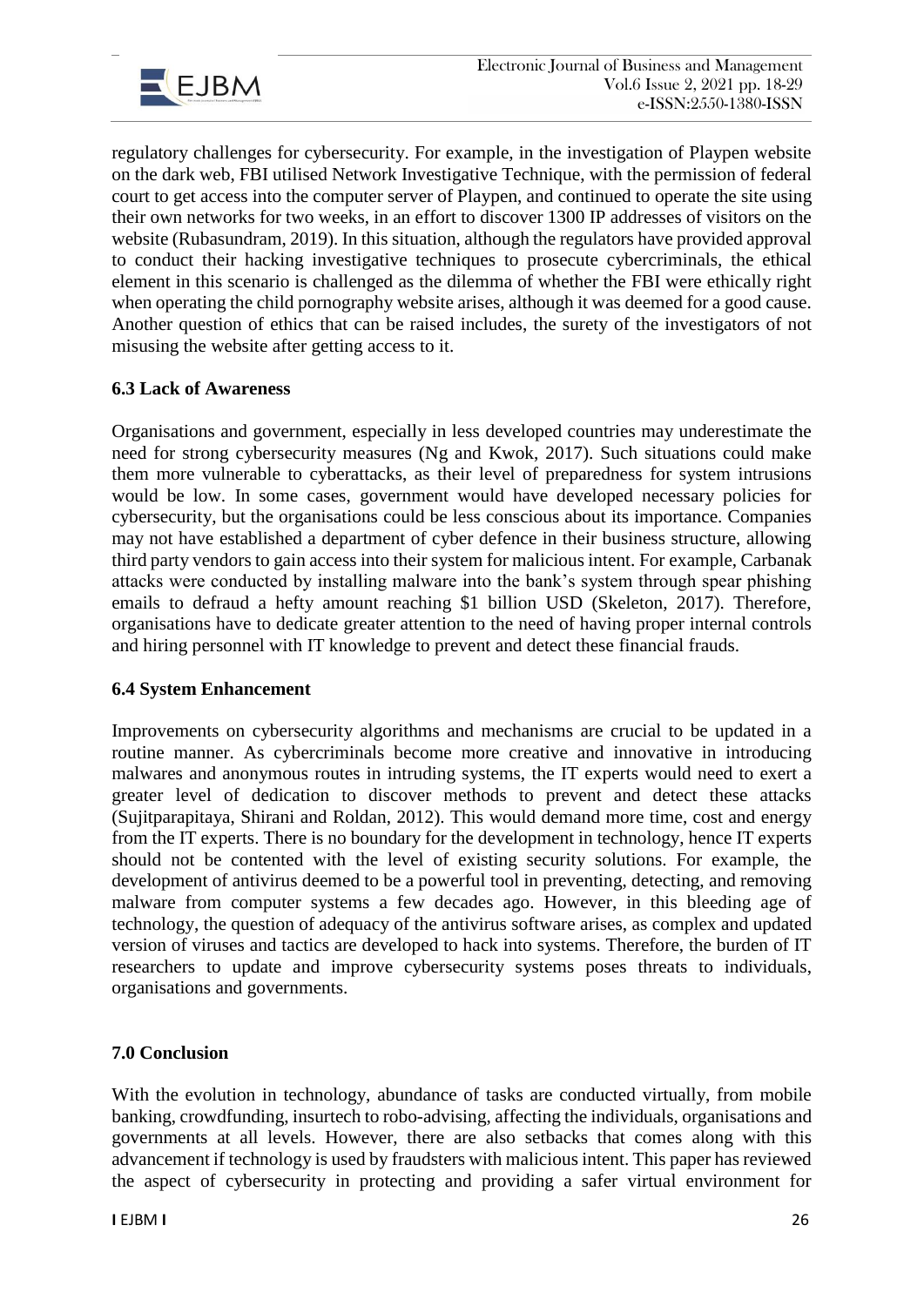regulatory challenges for cybersecurity. For example, in the investigation of Playpen website on the dark web, FBI utilised Network Investigative Technique, with the permission of federal court to get access into the computer server of Playpen, and continued to operate the site using their own networks for two weeks, in an effort to discover 1300 IP addresses of visitors on the website (Rubasundram, 2019). In this situation, although the regulators have provided approval to conduct their hacking investigative techniques to prosecute cybercriminals, the ethical element in this scenario is challenged as the dilemma of whether the FBI were ethically right when operating the child pornography website arises, although it was deemed for a good cause. Another question of ethics that can be raised includes, the surety of the investigators of not misusing the website after getting access to it.

### 6.3 Lack of Awareness

Organisations and government, especially in less developed countries may underestimate the need for strong cybersecurity measures (Ng and Kwok, 2017). Such situations could make them more vulnerable to cyberattacks, as their level of preparedness for system intrusions would be low. In some cases, government would have developed necessary policies for cybersecurity, but the organisations could be less conscious about its importance. Companies may not have established a department of cyber defence in their business structure, allowing third party vendors to gain access into their system for malicious intent. For example, Carbanak attacks were conducted by installing malware into the bank's system through spear phishing emails to defraud a hefty amount reaching $1 billion USD (Skeleton, 2017). Therefore, organisations have to dedicate greater attention to the need of having proper internal controls and hiring personnel with IT knowledge to prevent and detect these financial frauds.

### 6.4 System Enhancement

Improvements on cybersecurity algorithms and mechanisms are crucial to be updated in a routine manner. As cybercriminals become more creative and innovative in introducing malwares and anonymous routes in intruding systems, the IT experts would need to exert a greater level of dedication to discover methods to prevent and detect these attacks (Sujitparapitaya, Shirani and Roldan, 2012). This would demand more time, cost and energy from the IT experts. There is no boundary for the development in technology, hence IT experts should not be contented with the level of existing security solutions. For example, the development of antivirus deemed to be a powerful tool in preventing, detecting, and removing malware from computer systems a few decades ago. However, in this bleeding age of technology, the question of adequacy of the antivirus software arises, as complex and updated version of viruses and tactics are developed to hack into systems. Therefore, the burden of IT researchers to update and improve cybersecurity systems poses threats to individuals, organisations and governments.

## 7.0 Conclusion

With the evolution in technology, abundance of tasks are conducted virtually, from mobile banking, crowdfunding, insurtech to robo-advising, affecting the individuals, organisations and governments at all levels. However, there are also setbacks that comes along with this advancement if technology is used by fraudsters with malicious intent. This paper has reviewed the aspect of cybersecurity in protecting and providing a safer virtual environment for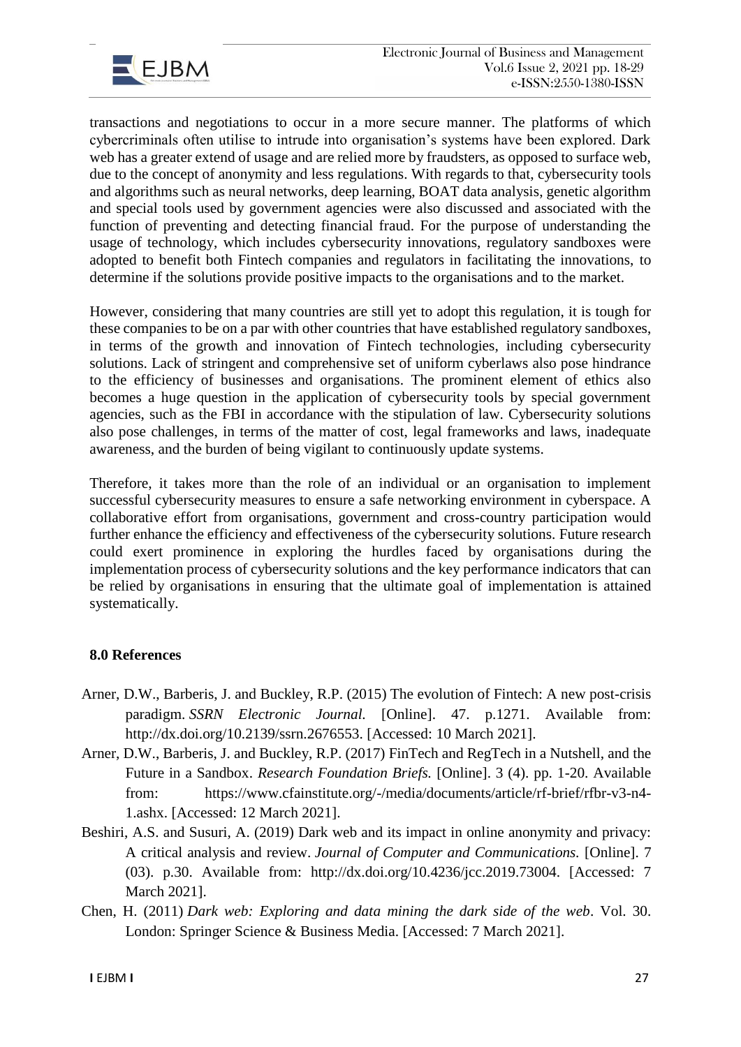transactions and negotiations to occur in a more secure manner. The platforms of which cybercriminals often utilise to intrude into organisation's systems have been explored. Dark web has a greater extend of usage and are relied more by fraudsters, as opposed to surface web, due to the concept of anonymity and less regulations. With regards to that, cybersecurity tools and algorithms such as neural networks, deep learning, BOAT data analysis, genetic algorithm and special tools used by government agencies were also discussed and associated with the function of preventing and detecting financial fraud. For the purpose of understanding the usage of technology, which includes cybersecurity innovations, regulatory sandboxes were adopted to benefit both Fintech companies and regulators in facilitating the innovations, to determine if the solutions provide positive impacts to the organisations and to the market.

However, considering that many countries are still yet to adopt this regulation, it is tough for these companies to be on a par with other countries that have established regulatory sandboxes, in terms of the growth and innovation of Fintech technologies, including cybersecurity solutions. Lack of stringent and comprehensive set of uniform cyberlaws also pose hindrance to the efficiency of businesses and organisations. The prominent element of ethics also becomes a huge question in the application of cybersecurity tools by special government agencies, such as the FBI in accordance with the stipulation of law. Cybersecurity solutions also pose challenges, in terms of the matter of cost, legal frameworks and laws, inadequate awareness, and the burden of being vigilant to continuously update systems.

Therefore, it takes more than the role of an individual or an organisation to implement successful cybersecurity measures to ensure a safe networking environment in cyberspace. A collaborative effort from organisations, government and cross-country participation would further enhance the efficiency and effectiveness of the cybersecurity solutions. Future research could exert prominence in exploring the hurdles faced by organisations during the implementation process of cybersecurity solutions and the key performance indicators that can be relied by organisations in ensuring that the ultimate goal of implementation is attained systematically.

## 8.0 References

Arner, D.W., Barberis, J. and Buckley, R.P. (2015) The evolution of Fintech: A new post-crisis paradigm. *SSRN Electronic Journal.* [Online]. 47. p.1271. Available from: http://dx.doi.org/10.2139/ssrn.2676553. [Accessed: 10 March 2021].

Arner, D.W., Barberis, J. and Buckley, R.P. (2017) FinTech and RegTech in a Nutshell, and the Future in a Sandbox. *Research Foundation Briefs.* [Online]. 3 (4). pp. 1-20. Available from: https://www.cfainstitute.org/-/media/documents/article/rf-brief/rfbr-v3-n4-1.ashx. [Accessed: 12 March 2021].

Beshiri, A.S. and Susuri, A. (2019) Dark web and its impact in online anonymity and privacy: A critical analysis and review. *Journal of Computer and Communications.* [Online]. 7 (03). p.30. Available from: http://dx.doi.org/10.4236/jcc.2019.73004. [Accessed: 7 March 2021].

Chen, H. (2011) *Dark web: Exploring and data mining the dark side of the web*. Vol. 30. London: Springer Science & Business Media. [Accessed: 7 March 2021].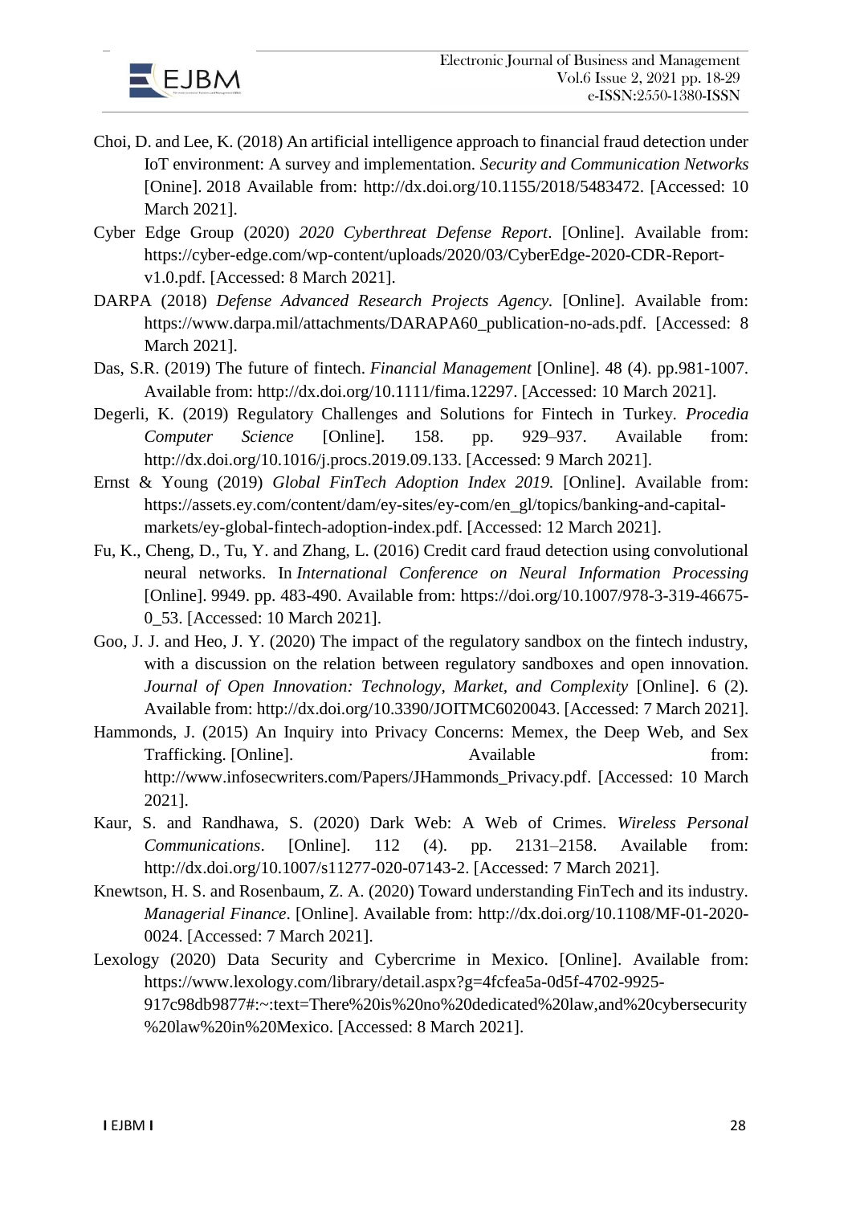Choi, D. and Lee, K. (2018) An artificial intelligence approach to financial fraud detection under IoT environment: A survey and implementation. *Security and Communication Networks* [Onine]. 2018 Available from: http://dx.doi.org/10.1155/2018/5483472. [Accessed: 10 March 2021].

Cyber Edge Group (2020) *2020 Cyberthreat Defense Report*. [Online]. Available from: https://cyber-edge.com/wp-content/uploads/2020/03/CyberEdge-2020-CDR-Report-v1.0.pdf. [Accessed: 8 March 2021].

DARPA (2018) *Defense Advanced Research Projects Agency*. [Online]. Available from: https://www.darpa.mil/attachments/DARAPA60_publication-no-ads.pdf. [Accessed: 8 March 2021].

Das, S.R. (2019) The future of fintech. *Financial Management* [Online]. 48 (4). pp.981-1007. Available from: http://dx.doi.org/10.1111/fima.12297. [Accessed: 10 March 2021].

Degerli, K. (2019) Regulatory Challenges and Solutions for Fintech in Turkey. *Procedia Computer Science* [Online]. 158. pp. 929–937. Available from: http://dx.doi.org/10.1016/j.procs.2019.09.133. [Accessed: 9 March 2021].

Ernst & Young (2019) *Global FinTech Adoption Index 2019.* [Online]. Available from: https://assets.ey.com/content/dam/ey-sites/ey-com/en_gl/topics/banking-and-capital-markets/ey-global-fintech-adoption-index.pdf. [Accessed: 12 March 2021].

Fu, K., Cheng, D., Tu, Y. and Zhang, L. (2016) Credit card fraud detection using convolutional neural networks. In *International Conference on Neural Information Processing* [Online]. 9949. pp. 483-490. Available from: https://doi.org/10.1007/978-3-319-46675-0_53. [Accessed: 10 March 2021].

Goo, J. J. and Heo, J. Y. (2020) The impact of the regulatory sandbox on the fintech industry, with a discussion on the relation between regulatory sandboxes and open innovation. *Journal of Open Innovation: Technology, Market, and Complexity* [Online]. 6 (2). Available from: http://dx.doi.org/10.3390/JOITMC6020043. [Accessed: 7 March 2021].

Hammonds, J. (2015) An Inquiry into Privacy Concerns: Memex, the Deep Web, and Sex Trafficking. [Online]. Available from: http://www.infosecwriters.com/Papers/JHammonds_Privacy.pdf. [Accessed: 10 March 2021].

Kaur, S. and Randhawa, S. (2020) Dark Web: A Web of Crimes. *Wireless Personal Communications*. [Online]. 112 (4). pp. 2131–2158. Available from: http://dx.doi.org/10.1007/s11277-020-07143-2. [Accessed: 7 March 2021].

Knewtson, H. S. and Rosenbaum, Z. A. (2020) Toward understanding FinTech and its industry. *Managerial Finance*. [Online]. Available from: http://dx.doi.org/10.1108/MF-01-2020-0024. [Accessed: 7 March 2021].

Lexology (2020) Data Security and Cybercrime in Mexico. [Online]. Available from: https://www.lexology.com/library/detail.aspx?g=4fcfea5a-0d5f-4702-9925-917c98db9877#:~:text=There%20is%20no%20dedicated%20law,and%20cybersecurity%20law%20in%20Mexico. [Accessed: 8 March 2021].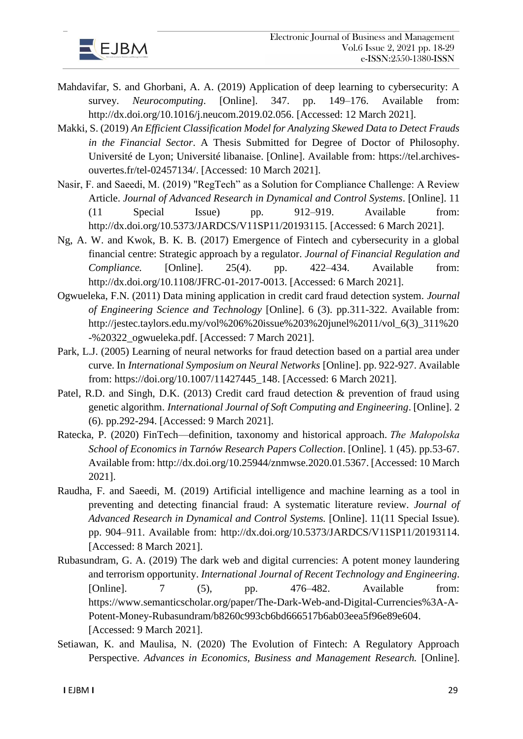Mahdavifar, S. and Ghorbani, A. A. (2019) Application of deep learning to cybersecurity: A survey. *Neurocomputing*. [Online]. 347. pp. 149–176. Available from: http://dx.doi.org/10.1016/j.neucom.2019.02.056. [Accessed: 12 March 2021].

Makki, S. (2019) *An Efficient Classification Model for Analyzing Skewed Data to Detect Frauds in the Financial Sector*. A Thesis Submitted for Degree of Doctor of Philosophy. Université de Lyon; Université libanaise. [Online]. Available from: https://tel.archives-ouvertes.fr/tel-02457134/. [Accessed: 10 March 2021].

Nasir, F. and Saeedi, M. (2019) "RegTech" as a Solution for Compliance Challenge: A Review Article. *Journal of Advanced Research in Dynamical and Control Systems*. [Online]. 11 (11 Special Issue) pp. 912–919. Available from: http://dx.doi.org/10.5373/JARDCS/V11SP11/20193115. [Accessed: 6 March 2021].

Ng, A. W. and Kwok, B. K. B. (2017) Emergence of Fintech and cybersecurity in a global financial centre: Strategic approach by a regulator. *Journal of Financial Regulation and Compliance.* [Online]. 25(4). pp. 422–434. Available from: http://dx.doi.org/10.1108/JFRC-01-2017-0013. [Accessed: 6 March 2021].

Ogwueleka, F.N. (2011) Data mining application in credit card fraud detection system. *Journal of Engineering Science and Technology* [Online]. 6 (3). pp.311-322. Available from: http://jestec.taylors.edu.my/vol%206%20issue%203%20junel%2011/vol_6(3)_311%20-%20322_ogwueleka.pdf. [Accessed: 7 March 2021].

Park, L.J. (2005) Learning of neural networks for fraud detection based on a partial area under curve. In *International Symposium on Neural Networks* [Online]. pp. 922-927. Available from: https://doi.org/10.1007/11427445_148. [Accessed: 6 March 2021].

Patel, R.D. and Singh, D.K. (2013) Credit card fraud detection & prevention of fraud using genetic algorithm. *International Journal of Soft Computing and Engineering*. [Online]. 2 (6). pp.292-294. [Accessed: 9 March 2021].

Ratecka, P. (2020) FinTech—definition, taxonomy and historical approach. *The Małopolska School of Economics in Tarnów Research Papers Collection*. [Online]. 1 (45). pp.53-67. Available from: http://dx.doi.org/10.25944/znmwse.2020.01.5367. [Accessed: 10 March 2021].

Raudha, F. and Saeedi, M. (2019) Artificial intelligence and machine learning as a tool in preventing and detecting financial fraud: A systematic literature review. *Journal of Advanced Research in Dynamical and Control Systems.* [Online]. 11(11 Special Issue). pp. 904–911. Available from: http://dx.doi.org/10.5373/JARDCS/V11SP11/20193114. [Accessed: 8 March 2021].

Rubasundram, G. A. (2019) The dark web and digital currencies: A potent money laundering and terrorism opportunity. *International Journal of Recent Technology and Engineering*. [Online]. 7 (5), pp. 476–482. Available from: https://www.semanticscholar.org/paper/The-Dark-Web-and-Digital-Currencies%3A-A-Potent-Money-Rubasundram/b8260c993cb6bd666517b6ab03eea5f96e89e604. [Accessed: 9 March 2021].

Setiawan, K. and Maulisa, N. (2020) The Evolution of Fintech: A Regulatory Approach Perspective. *Advances in Economics, Business and Management Research.* [Online].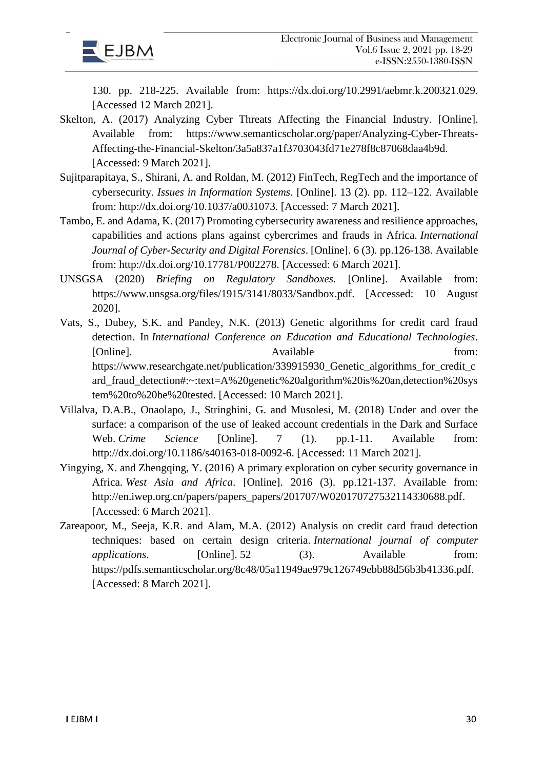130. pp. 218-225. Available from: https://dx.doi.org/10.2991/aebmr.k.200321.029. [Accessed 12 March 2021].

Skelton, A. (2017) Analyzing Cyber Threats Affecting the Financial Industry. [Online]. Available from: https://www.semanticscholar.org/paper/Analyzing-Cyber-Threats-Affecting-the-Financial-Skelton/3a5a837a1f3703043fd71e278f8c87068daa4b9d. [Accessed: 9 March 2021].

Sujitparapitaya, S., Shirani, A. and Roldan, M. (2012) FinTech, RegTech and the importance of cybersecurity. *Issues in Information Systems*. [Online]. 13 (2). pp. 112–122. Available from: http://dx.doi.org/10.1037/a0031073. [Accessed: 7 March 2021].

Tambo, E. and Adama, K. (2017) Promoting cybersecurity awareness and resilience approaches, capabilities and actions plans against cybercrimes and frauds in Africa. *International Journal of Cyber-Security and Digital Forensics*. [Online]. 6 (3). pp.126-138. Available from: http://dx.doi.org/10.17781/P002278. [Accessed: 6 March 2021].

UNSGSA (2020) *Briefing on Regulatory Sandboxes.* [Online]. Available from: https://www.unsgsa.org/files/1915/3141/8033/Sandbox.pdf. [Accessed: 10 August 2020].

Vats, S., Dubey, S.K. and Pandey, N.K. (2013) Genetic algorithms for credit card fraud detection. In *International Conference on Education and Educational Technologies*. [Online]. Available from: https://www.researchgate.net/publication/339915930_Genetic_algorithms_for_credit_card_fraud_detection#:~:text=A%20genetic%20algorithm%20is%20an,detection%20system%20to%20be%20tested. [Accessed: 10 March 2021].

Villalva, D.A.B., Onaolapo, J., Stringhini, G. and Musolesi, M. (2018) Under and over the surface: a comparison of the use of leaked account credentials in the Dark and Surface Web. *Crime Science* [Online]. 7 (1). pp.1-11. Available from: http://dx.doi.org/10.1186/s40163-018-0092-6. [Accessed: 11 March 2021].

Yingying, X. and Zhengqing, Y. (2016) A primary exploration on cyber security governance in Africa. *West Asia and Africa*. [Online]. 2016 (3). pp.121-137. Available from: http://en.iwep.org.cn/papers/papers_papers/201707/W020170727532114330688.pdf. [Accessed: 6 March 2021].

Zareapoor, M., Seeja, K.R. and Alam, M.A. (2012) Analysis on credit card fraud detection techniques: based on certain design criteria. *International journal of computer applications*. [Online]. 52 (3). Available from: https://pdfs.semanticscholar.org/8c48/05a11949ae979c126749ebb88d56b3b41336.pdf. [Accessed: 8 March 2021].